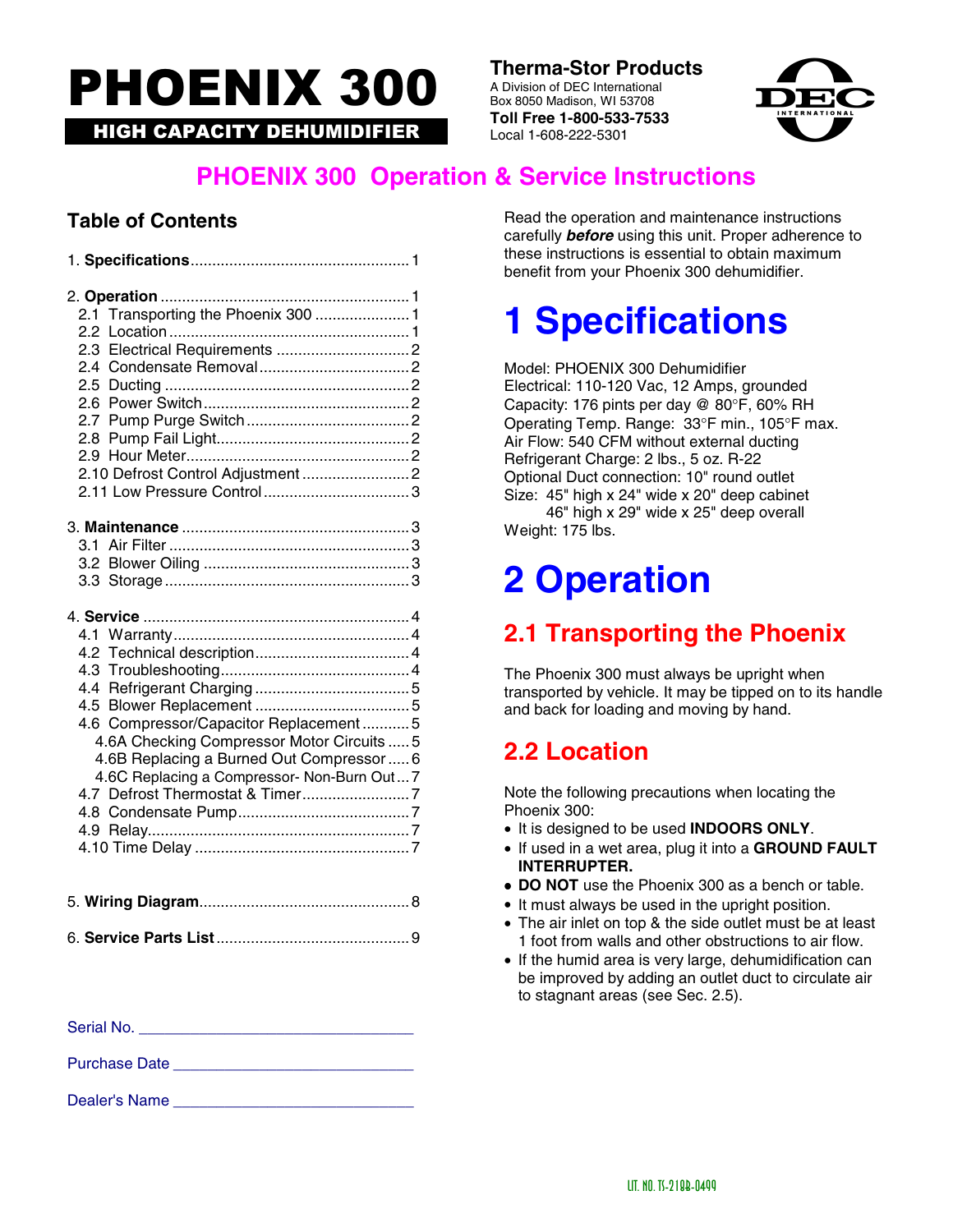# PHOENIX 300

**HIGH CAPACITY DEHUMIDIFIER**

**Therma-Stor Products**
A Division of DEC International
Box 8050 Madison, WI 53708
**Toll Free 1-800-533-7533**
Local 1-608-222-5301

## PHOENIX 300 Operation & Service Instructions

### Table of Contents

1. **Specifications** .................... 1

2. **Operation** .................... 1
   - 2.1 Transporting the Phoenix 300 .................... 1
   - 2.2 Location .................... 1
   - 2.3 Electrical Requirements .................... 2
   - 2.4 Condensate Removal .................... 2
   - 2.5 Ducting .................... 2
   - 2.6 Power Switch .................... 2
   - 2.7 Pump Purge Switch .................... 2
   - 2.8 Pump Fail Light .................... 2
   - 2.9 Hour Meter .................... 2
   - 2.10 Defrost Control Adjustment .................... 2
   - 2.11 Low Pressure Control .................... 3

3. **Maintenance** .................... 3
   - 3.1 Air Filter .................... 3
   - 3.2 Blower Oiling .................... 3
   - 3.3 Storage .................... 3

4. **Service** .................... 4
   - 4.1 Warranty .................... 4
   - 4.2 Technical description .................... 4
   - 4.3 Troubleshooting .................... 4
   - 4.4 Refrigerant Charging .................... 5
   - 4.5 Blower Replacement .................... 5
   - 4.6 Compressor/Capacitor Replacement .................... 5
     - 4.6A Checking Compressor Motor Circuits .................... 5
     - 4.6B Replacing a Burned Out Compressor .................... 6
     - 4.6C Replacing a Compressor- Non-Burn Out .................... 7
   - 4.7 Defrost Thermostat & Timer .................... 7
   - 4.8 Condensate Pump .................... 7
   - 4.9 Relay .................... 7
   - 4.10 Time Delay .................... 7

5. **Wiring Diagram** .................... 8

6. **Service Parts List** .................... 9

Serial No. ______________________

Purchase Date ______________________

Dealer's Name ______________________

Read the operation and maintenance instructions carefully ***before*** using this unit. Proper adherence to these instructions is essential to obtain maximum benefit from your Phoenix 300 dehumidifier.

# 1 Specifications

Model: PHOENIX 300 Dehumidifier
Electrical: 110-120 Vac, 12 Amps, grounded
Capacity: 176 pints per day @ 80°F, 60% RH
Operating Temp. Range: 33°F min., 105°F max.
Air Flow: 540 CFM without external ducting
Refrigerant Charge: 2 lbs., 5 oz. R-22
Optional Duct connection: 10" round outlet
Size: 45" high x 24" wide x 20" deep cabinet
      46" high x 29" wide x 25" deep overall
Weight: 175 lbs.

# 2 Operation

## 2.1 Transporting the Phoenix

The Phoenix 300 must always be upright when transported by vehicle. It may be tipped on to its handle and back for loading and moving by hand.

## 2.2 Location

Note the following precautions when locating the Phoenix 300:

- It is designed to be used **INDOORS ONLY**.
- If used in a wet area, plug it into a **GROUND FAULT INTERRUPTER.**
- **DO NOT** use the Phoenix 300 as a bench or table.
- It must always be used in the upright position.
- The air inlet on top & the side outlet must be at least 1 foot from walls and other obstructions to air flow.
- If the humid area is very large, dehumidification can be improved by adding an outlet duct to circulate air to stagnant areas (see Sec. 2.5).

LIT. NO. TS-218B-0499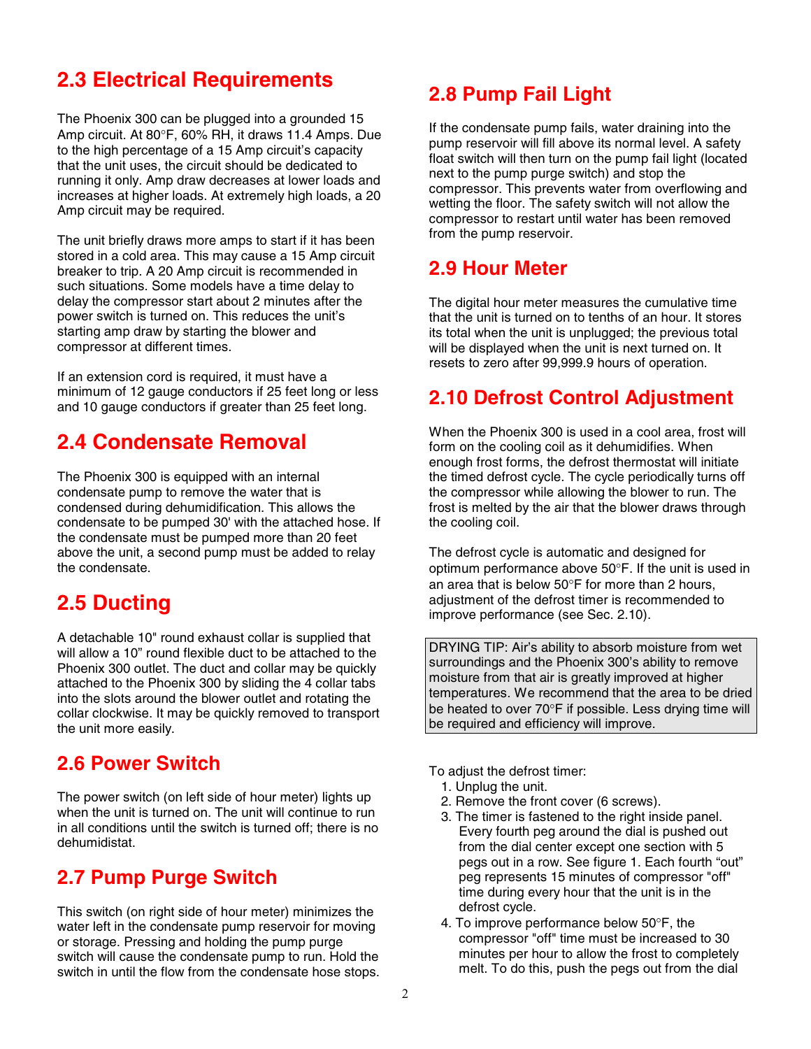## 2.3 Electrical Requirements

The Phoenix 300 can be plugged into a grounded 15 Amp circuit. At 80°F, 60% RH, it draws 11.4 Amps. Due to the high percentage of a 15 Amp circuit's capacity that the unit uses, the circuit should be dedicated to running it only. Amp draw decreases at lower loads and increases at higher loads. At extremely high loads, a 20 Amp circuit may be required.

The unit briefly draws more amps to start if it has been stored in a cold area. This may cause a 15 Amp circuit breaker to trip. A 20 Amp circuit is recommended in such situations. Some models have a time delay to delay the compressor start about 2 minutes after the power switch is turned on. This reduces the unit's starting amp draw by starting the blower and compressor at different times.

If an extension cord is required, it must have a minimum of 12 gauge conductors if 25 feet long or less and 10 gauge conductors if greater than 25 feet long.

## 2.4 Condensate Removal

The Phoenix 300 is equipped with an internal condensate pump to remove the water that is condensed during dehumidification. This allows the condensate to be pumped 30' with the attached hose. If the condensate must be pumped more than 20 feet above the unit, a second pump must be added to relay the condensate.

## 2.5 Ducting

A detachable 10" round exhaust collar is supplied that will allow a 10" round flexible duct to be attached to the Phoenix 300 outlet. The duct and collar may be quickly attached to the Phoenix 300 by sliding the 4 collar tabs into the slots around the blower outlet and rotating the collar clockwise. It may be quickly removed to transport the unit more easily.

## 2.6 Power Switch

The power switch (on left side of hour meter) lights up when the unit is turned on. The unit will continue to run in all conditions until the switch is turned off; there is no dehumidistat.

## 2.7 Pump Purge Switch

This switch (on right side of hour meter) minimizes the water left in the condensate pump reservoir for moving or storage. Pressing and holding the pump purge switch will cause the condensate pump to run. Hold the switch in until the flow from the condensate hose stops.

## 2.8 Pump Fail Light

If the condensate pump fails, water draining into the pump reservoir will fill above its normal level. A safety float switch will then turn on the pump fail light (located next to the pump purge switch) and stop the compressor. This prevents water from overflowing and wetting the floor. The safety switch will not allow the compressor to restart until water has been removed from the pump reservoir.

## 2.9 Hour Meter

The digital hour meter measures the cumulative time that the unit is turned on to tenths of an hour. It stores its total when the unit is unplugged; the previous total will be displayed when the unit is next turned on. It resets to zero after 99,999.9 hours of operation.

## 2.10 Defrost Control Adjustment

When the Phoenix 300 is used in a cool area, frost will form on the cooling coil as it dehumidifies. When enough frost forms, the defrost thermostat will initiate the timed defrost cycle. The cycle periodically turns off the compressor while allowing the blower to run. The frost is melted by the air that the blower draws through the cooling coil.

The defrost cycle is automatic and designed for optimum performance above 50°F. If the unit is used in an area that is below 50°F for more than 2 hours, adjustment of the defrost timer is recommended to improve performance (see Sec. 2.10).

> DRYING TIP: Air's ability to absorb moisture from wet surroundings and the Phoenix 300's ability to remove moisture from that air is greatly improved at higher temperatures. We recommend that the area to be dried be heated to over 70°F if possible. Less drying time will be required and efficiency will improve.

To adjust the defrost timer:

1. Unplug the unit.
2. Remove the front cover (6 screws).
3. The timer is fastened to the right inside panel. Every fourth peg around the dial is pushed out from the dial center except one section with 5 pegs out in a row. See figure 1. Each fourth "out" peg represents 15 minutes of compressor "off" time during every hour that the unit is in the defrost cycle.
4. To improve performance below 50°F, the compressor "off" time must be increased to 30 minutes per hour to allow the frost to completely melt. To do this, push the pegs out from the dial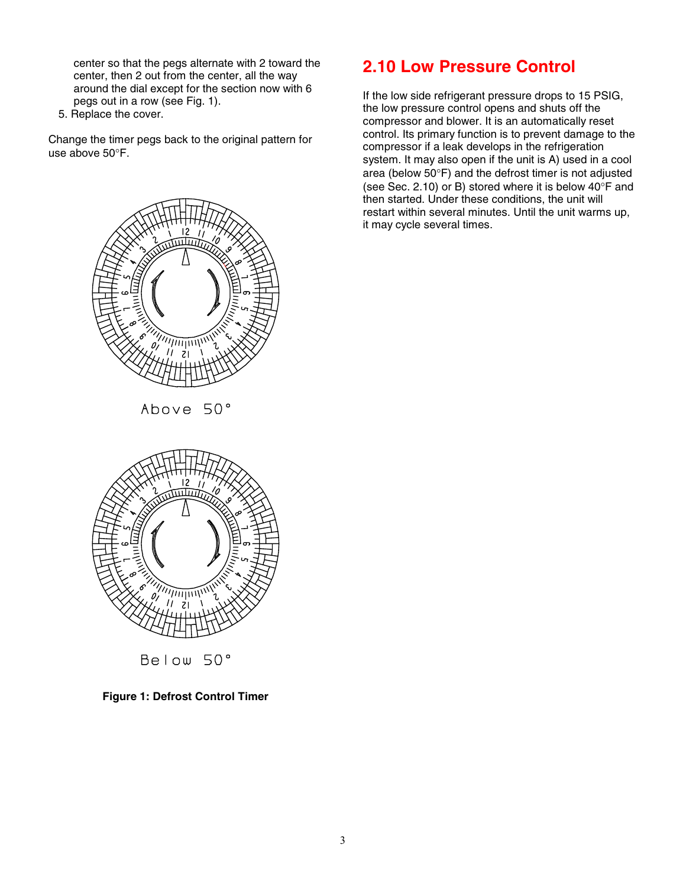center so that the pegs alternate with 2 toward the center, then 2 out from the center, all the way around the dial except for the section now with 6 pegs out in a row (see Fig. 1).

5. Replace the cover.

Change the timer pegs back to the original pattern for use above 50°F.

Above 50°

Below 50°

**Figure 1: Defrost Control Timer**

## 2.10 Low Pressure Control

If the low side refrigerant pressure drops to 15 PSIG, the low pressure control opens and shuts off the compressor and blower. It is an automatically reset control. Its primary function is to prevent damage to the compressor if a leak develops in the refrigeration system. It may also open if the unit is A) used in a cool area (below 50°F) and the defrost timer is not adjusted (see Sec. 2.10) or B) stored where it is below 40°F and then started. Under these conditions, the unit will restart within several minutes. Until the unit warms up, it may cycle several times.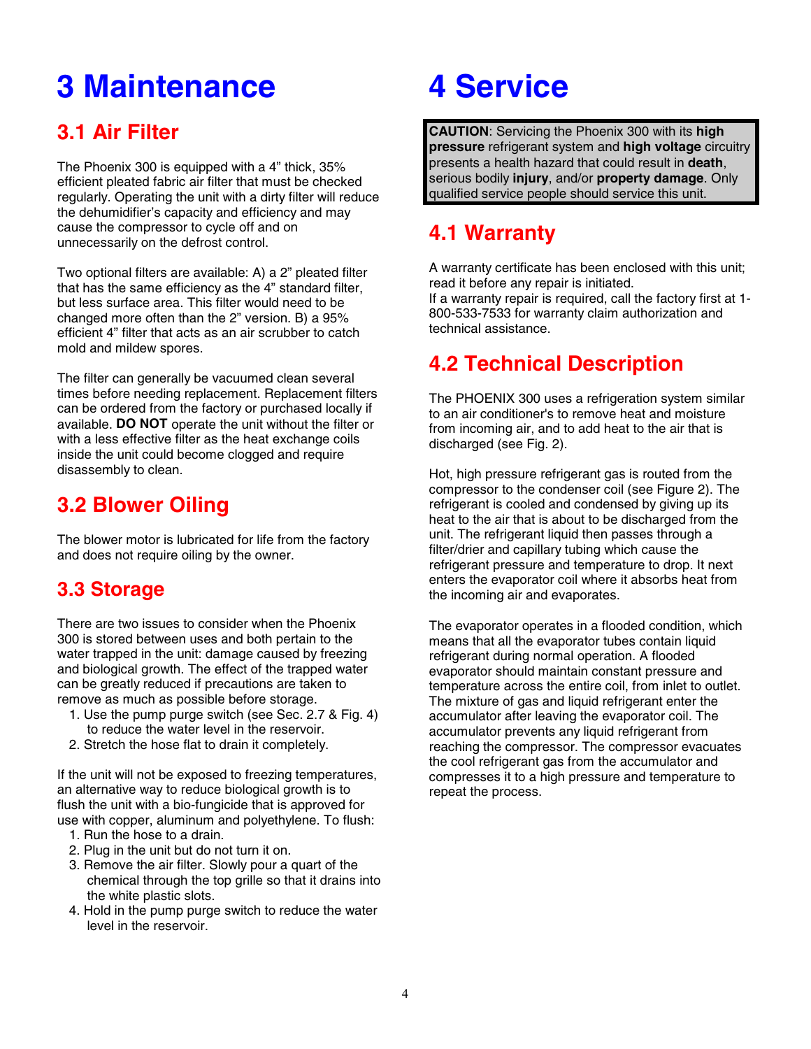# 3 Maintenance

## 3.1 Air Filter

The Phoenix 300 is equipped with a 4" thick, 35% efficient pleated fabric air filter that must be checked regularly. Operating the unit with a dirty filter will reduce the dehumidifier's capacity and efficiency and may cause the compressor to cycle off and on unnecessarily on the defrost control.

Two optional filters are available: A) a 2" pleated filter that has the same efficiency as the 4" standard filter, but less surface area. This filter would need to be changed more often than the 2" version. B) a 95% efficient 4" filter that acts as an air scrubber to catch mold and mildew spores.

The filter can generally be vacuumed clean several times before needing replacement. Replacement filters can be ordered from the factory or purchased locally if available. **DO NOT** operate the unit without the filter or with a less effective filter as the heat exchange coils inside the unit could become clogged and require disassembly to clean.

## 3.2 Blower Oiling

The blower motor is lubricated for life from the factory and does not require oiling by the owner.

## 3.3 Storage

There are two issues to consider when the Phoenix 300 is stored between uses and both pertain to the water trapped in the unit: damage caused by freezing and biological growth. The effect of the trapped water can be greatly reduced if precautions are taken to remove as much as possible before storage.

1. Use the pump purge switch (see Sec. 2.7 & Fig. 4) to reduce the water level in the reservoir.
2. Stretch the hose flat to drain it completely.

If the unit will not be exposed to freezing temperatures, an alternative way to reduce biological growth is to flush the unit with a bio-fungicide that is approved for use with copper, aluminum and polyethylene. To flush:

1. Run the hose to a drain.
2. Plug in the unit but do not turn it on.
3. Remove the air filter. Slowly pour a quart of the chemical through the top grille so that it drains into the white plastic slots.
4. Hold in the pump purge switch to reduce the water level in the reservoir.

# 4 Service

**CAUTION**: Servicing the Phoenix 300 with its **high pressure** refrigerant system and **high voltage** circuitry presents a health hazard that could result in **death**, serious bodily **injury**, and/or **property damage**. Only qualified service people should service this unit.

## 4.1 Warranty

A warranty certificate has been enclosed with this unit; read it before any repair is initiated.
If a warranty repair is required, call the factory first at 1-800-533-7533 for warranty claim authorization and technical assistance.

## 4.2 Technical Description

The PHOENIX 300 uses a refrigeration system similar to an air conditioner's to remove heat and moisture from incoming air, and to add heat to the air that is discharged (see Fig. 2).

Hot, high pressure refrigerant gas is routed from the compressor to the condenser coil (see Figure 2). The refrigerant is cooled and condensed by giving up its heat to the air that is about to be discharged from the unit. The refrigerant liquid then passes through a filter/drier and capillary tubing which cause the refrigerant pressure and temperature to drop. It next enters the evaporator coil where it absorbs heat from the incoming air and evaporates.

The evaporator operates in a flooded condition, which means that all the evaporator tubes contain liquid refrigerant during normal operation. A flooded evaporator should maintain constant pressure and temperature across the entire coil, from inlet to outlet. The mixture of gas and liquid refrigerant enter the accumulator after leaving the evaporator coil. The accumulator prevents any liquid refrigerant from reaching the compressor. The compressor evacuates the cool refrigerant gas from the accumulator and compresses it to a high pressure and temperature to repeat the process.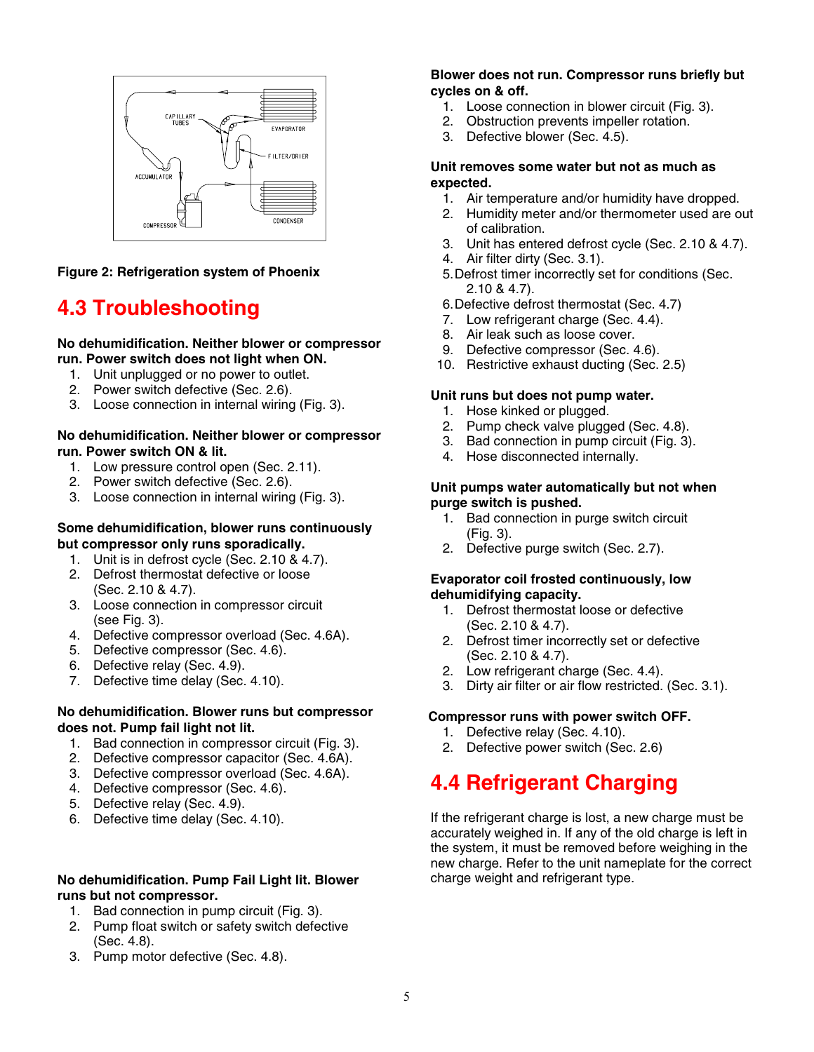Figure 2: Refrigeration system of Phoenix

## 4.3 Troubleshooting

**No dehumidification. Neither blower or compressor run. Power switch does not light when ON.**

1. Unit unplugged or no power to outlet.
2. Power switch defective (Sec. 2.6).
3. Loose connection in internal wiring (Fig. 3).

**No dehumidification. Neither blower or compressor run. Power switch ON & lit.**

1. Low pressure control open (Sec. 2.11).
2. Power switch defective (Sec. 2.6).
3. Loose connection in internal wiring (Fig. 3).

**Some dehumidification, blower runs continuously but compressor only runs sporadically.**

1. Unit is in defrost cycle (Sec. 2.10 & 4.7).
2. Defrost thermostat defective or loose (Sec. 2.10 & 4.7).
3. Loose connection in compressor circuit (see Fig. 3).
4. Defective compressor overload (Sec. 4.6A).
5. Defective compressor (Sec. 4.6).
6. Defective relay (Sec. 4.9).
7. Defective time delay (Sec. 4.10).

**No dehumidification. Blower runs but compressor does not. Pump fail light not lit.**

1. Bad connection in compressor circuit (Fig. 3).
2. Defective compressor capacitor (Sec. 4.6A).
3. Defective compressor overload (Sec. 4.6A).
4. Defective compressor (Sec. 4.6).
5. Defective relay (Sec. 4.9).
6. Defective time delay (Sec. 4.10).

**No dehumidification. Pump Fail Light lit. Blower runs but not compressor.**

1. Bad connection in pump circuit (Fig. 3).
2. Pump float switch or safety switch defective (Sec. 4.8).
3. Pump motor defective (Sec. 4.8).

**Blower does not run. Compressor runs briefly but cycles on & off.**

1. Loose connection in blower circuit (Fig. 3).
2. Obstruction prevents impeller rotation.
3. Defective blower (Sec. 4.5).

**Unit removes some water but not as much as expected.**

1. Air temperature and/or humidity have dropped.
2. Humidity meter and/or thermometer used are out of calibration.
3. Unit has entered defrost cycle (Sec. 2.10 & 4.7).
4. Air filter dirty (Sec. 3.1).
5. Defrost timer incorrectly set for conditions (Sec. 2.10 & 4.7).
6. Defective defrost thermostat (Sec. 4.7)
7. Low refrigerant charge (Sec. 4.4).
8. Air leak such as loose cover.
9. Defective compressor (Sec. 4.6).
10. Restrictive exhaust ducting (Sec. 2.5)

**Unit runs but does not pump water.**

1. Hose kinked or plugged.
2. Pump check valve plugged (Sec. 4.8).
3. Bad connection in pump circuit (Fig. 3).
4. Hose disconnected internally.

**Unit pumps water automatically but not when purge switch is pushed.**

1. Bad connection in purge switch circuit (Fig. 3).
2. Defective purge switch (Sec. 2.7).

**Evaporator coil frosted continuously, low dehumidifying capacity.**

1. Defrost thermostat loose or defective (Sec. 2.10 & 4.7).
2. Defrost timer incorrectly set or defective (Sec. 2.10 & 4.7).
2. Low refrigerant charge (Sec. 4.4).
3. Dirty air filter or air flow restricted. (Sec. 3.1).

**Compressor runs with power switch OFF.**

1. Defective relay (Sec. 4.10).
2. Defective power switch (Sec. 2.6)

## 4.4 Refrigerant Charging

If the refrigerant charge is lost, a new charge must be accurately weighed in. If any of the old charge is left in the system, it must be removed before weighing in the new charge. Refer to the unit nameplate for the correct charge weight and refrigerant type.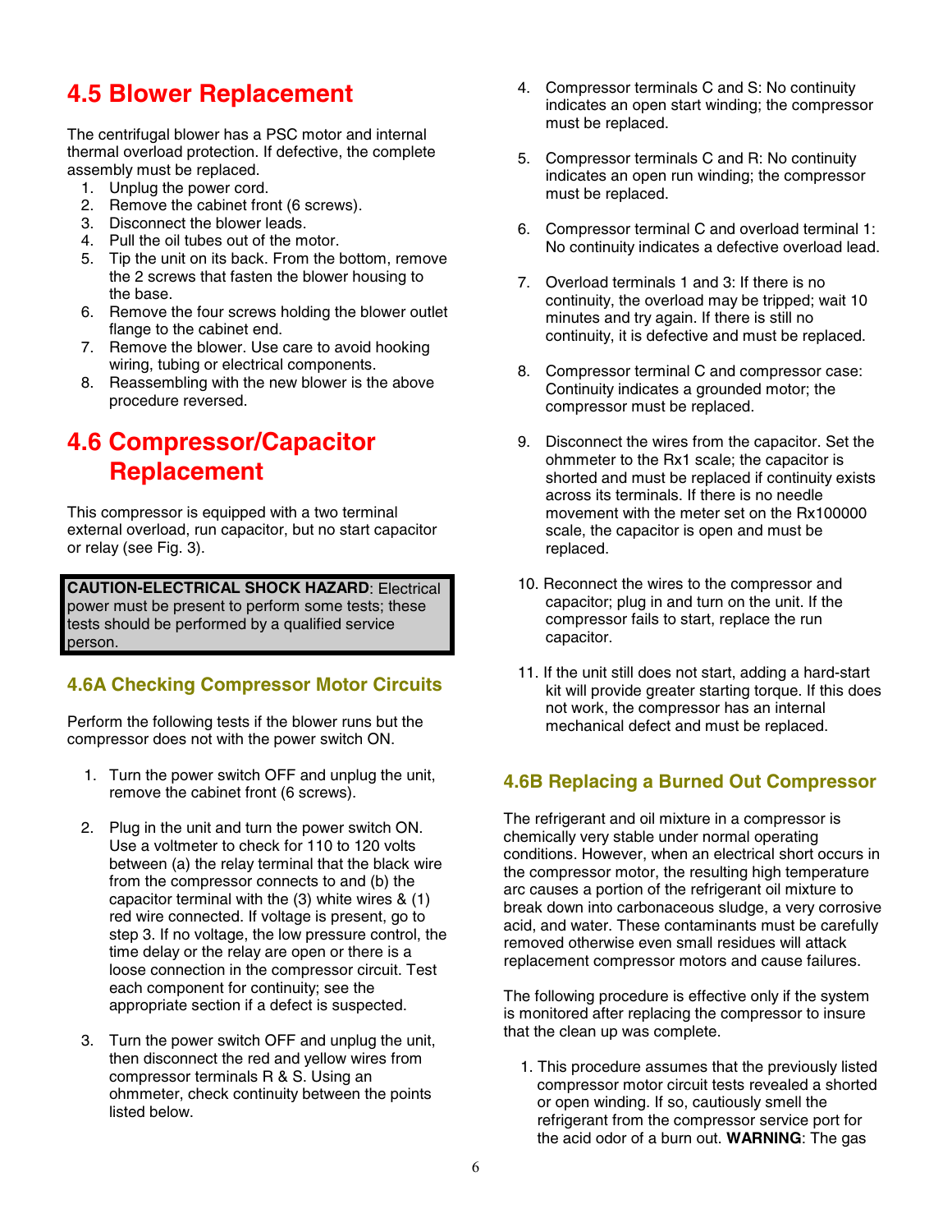## 4.5 Blower Replacement

The centrifugal blower has a PSC motor and internal thermal overload protection. If defective, the complete assembly must be replaced.

1. Unplug the power cord.
2. Remove the cabinet front (6 screws).
3. Disconnect the blower leads.
4. Pull the oil tubes out of the motor.
5. Tip the unit on its back. From the bottom, remove the 2 screws that fasten the blower housing to the base.
6. Remove the four screws holding the blower outlet flange to the cabinet end.
7. Remove the blower. Use care to avoid hooking wiring, tubing or electrical components.
8. Reassembling with the new blower is the above procedure reversed.

## 4.6 Compressor/Capacitor Replacement

This compressor is equipped with a two terminal external overload, run capacitor, but no start capacitor or relay (see Fig. 3).

**CAUTION-ELECTRICAL SHOCK HAZARD**: Electrical power must be present to perform some tests; these tests should be performed by a qualified service person.

### 4.6A Checking Compressor Motor Circuits

Perform the following tests if the blower runs but the compressor does not with the power switch ON.

1. Turn the power switch OFF and unplug the unit, remove the cabinet front (6 screws).

2. Plug in the unit and turn the power switch ON. Use a voltmeter to check for 110 to 120 volts between (a) the relay terminal that the black wire from the compressor connects to and (b) the capacitor terminal with the (3) white wires & (1) red wire connected. If voltage is present, go to step 3. If no voltage, the low pressure control, the time delay or the relay are open or there is a loose connection in the compressor circuit. Test each component for continuity; see the appropriate section if a defect is suspected.

3. Turn the power switch OFF and unplug the unit, then disconnect the red and yellow wires from compressor terminals R & S. Using an ohmmeter, check continuity between the points listed below.

4. Compressor terminals C and S: No continuity indicates an open start winding; the compressor must be replaced.

5. Compressor terminals C and R: No continuity indicates an open run winding; the compressor must be replaced.

6. Compressor terminal C and overload terminal 1: No continuity indicates a defective overload lead.

7. Overload terminals 1 and 3: If there is no continuity, the overload may be tripped; wait 10 minutes and try again. If there is still no continuity, it is defective and must be replaced.

8. Compressor terminal C and compressor case: Continuity indicates a grounded motor; the compressor must be replaced.

9. Disconnect the wires from the capacitor. Set the ohmmeter to the Rx1 scale; the capacitor is shorted and must be replaced if continuity exists across its terminals. If there is no needle movement with the meter set on the Rx100000 scale, the capacitor is open and must be replaced.

10. Reconnect the wires to the compressor and capacitor; plug in and turn on the unit. If the compressor fails to start, replace the run capacitor.

11. If the unit still does not start, adding a hard-start kit will provide greater starting torque. If this does not work, the compressor has an internal mechanical defect and must be replaced.

### 4.6B Replacing a Burned Out Compressor

The refrigerant and oil mixture in a compressor is chemically very stable under normal operating conditions. However, when an electrical short occurs in the compressor motor, the resulting high temperature arc causes a portion of the refrigerant oil mixture to break down into carbonaceous sludge, a very corrosive acid, and water. These contaminants must be carefully removed otherwise even small residues will attack replacement compressor motors and cause failures.

The following procedure is effective only if the system is monitored after replacing the compressor to insure that the clean up was complete.

1. This procedure assumes that the previously listed compressor motor circuit tests revealed a shorted or open winding. If so, cautiously smell the refrigerant from the compressor service port for the acid odor of a burn out. **WARNING**: The gas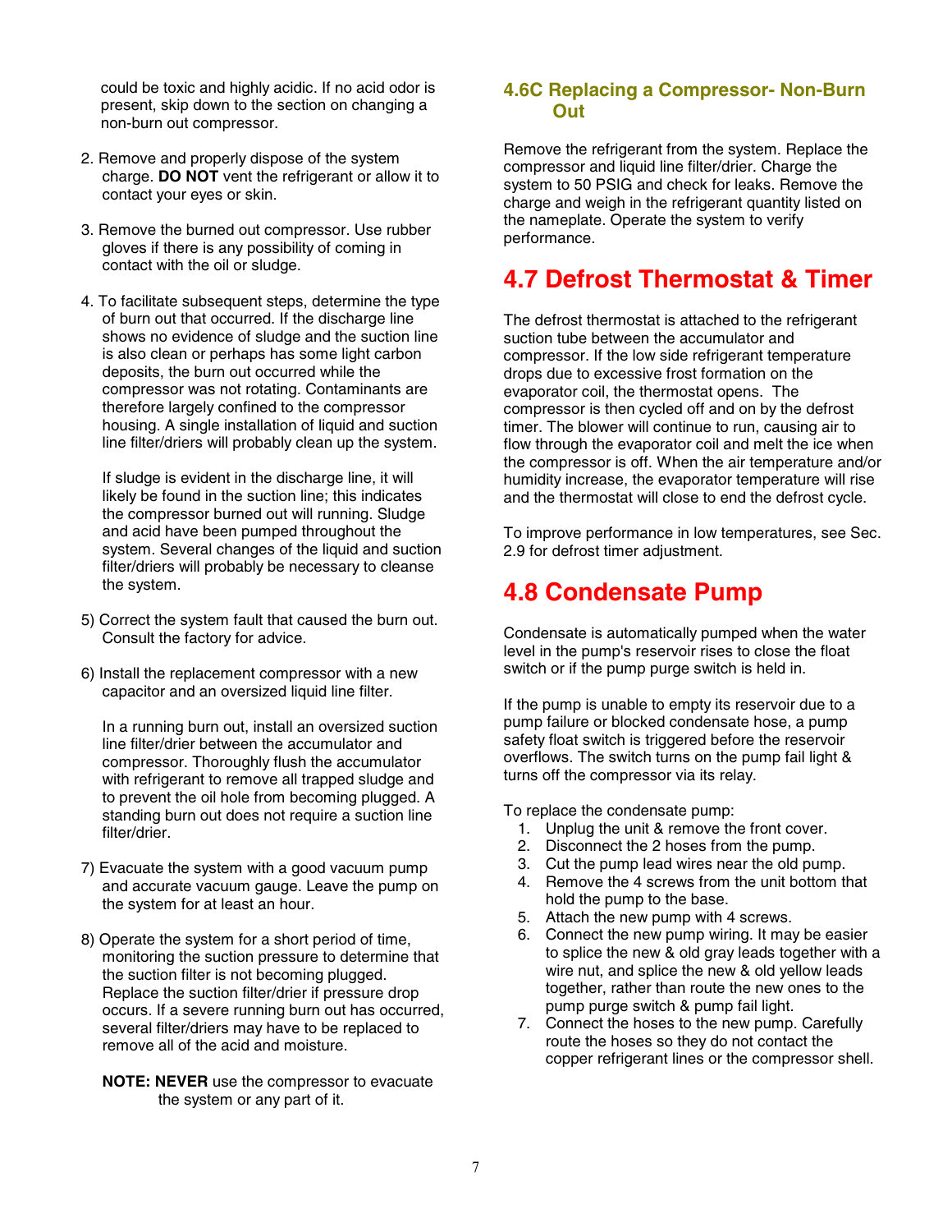could be toxic and highly acidic. If no acid odor is present, skip down to the section on changing a non-burn out compressor.

2. Remove and properly dispose of the system charge. **DO NOT** vent the refrigerant or allow it to contact your eyes or skin.

3. Remove the burned out compressor. Use rubber gloves if there is any possibility of coming in contact with the oil or sludge.

4. To facilitate subsequent steps, determine the type of burn out that occurred. If the discharge line shows no evidence of sludge and the suction line is also clean or perhaps has some light carbon deposits, the burn out occurred while the compressor was not rotating. Contaminants are therefore largely confined to the compressor housing. A single installation of liquid and suction line filter/driers will probably clean up the system.

   If sludge is evident in the discharge line, it will likely be found in the suction line; this indicates the compressor burned out will running. Sludge and acid have been pumped throughout the system. Several changes of the liquid and suction filter/driers will probably be necessary to cleanse the system.

5) Correct the system fault that caused the burn out. Consult the factory for advice.

6) Install the replacement compressor with a new capacitor and an oversized liquid line filter.

   In a running burn out, install an oversized suction line filter/drier between the accumulator and compressor. Thoroughly flush the accumulator with refrigerant to remove all trapped sludge and to prevent the oil hole from becoming plugged. A standing burn out does not require a suction line filter/drier.

7) Evacuate the system with a good vacuum pump and accurate vacuum gauge. Leave the pump on the system for at least an hour.

8) Operate the system for a short period of time, monitoring the suction pressure to determine that the suction filter is not becoming plugged. Replace the suction filter/drier if pressure drop occurs. If a severe running burn out has occurred, several filter/driers may have to be replaced to remove all of the acid and moisture.

   **NOTE: NEVER** use the compressor to evacuate the system or any part of it.

### 4.6C Replacing a Compressor- Non-Burn Out

Remove the refrigerant from the system. Replace the compressor and liquid line filter/drier. Charge the system to 50 PSIG and check for leaks. Remove the charge and weigh in the refrigerant quantity listed on the nameplate. Operate the system to verify performance.

## 4.7 Defrost Thermostat & Timer

The defrost thermostat is attached to the refrigerant suction tube between the accumulator and compressor. If the low side refrigerant temperature drops due to excessive frost formation on the evaporator coil, the thermostat opens. The compressor is then cycled off and on by the defrost timer. The blower will continue to run, causing air to flow through the evaporator coil and melt the ice when the compressor is off. When the air temperature and/or humidity increase, the evaporator temperature will rise and the thermostat will close to end the defrost cycle.

To improve performance in low temperatures, see Sec. 2.9 for defrost timer adjustment.

## 4.8 Condensate Pump

Condensate is automatically pumped when the water level in the pump's reservoir rises to close the float switch or if the pump purge switch is held in.

If the pump is unable to empty its reservoir due to a pump failure or blocked condensate hose, a pump safety float switch is triggered before the reservoir overflows. The switch turns on the pump fail light & turns off the compressor via its relay.

To replace the condensate pump:

1. Unplug the unit & remove the front cover.
2. Disconnect the 2 hoses from the pump.
3. Cut the pump lead wires near the old pump.
4. Remove the 4 screws from the unit bottom that hold the pump to the base.
5. Attach the new pump with 4 screws.
6. Connect the new pump wiring. It may be easier to splice the new & old gray leads together with a wire nut, and splice the new & old yellow leads together, rather than route the new ones to the pump purge switch & pump fail light.
7. Connect the hoses to the new pump. Carefully route the hoses so they do not contact the copper refrigerant lines or the compressor shell.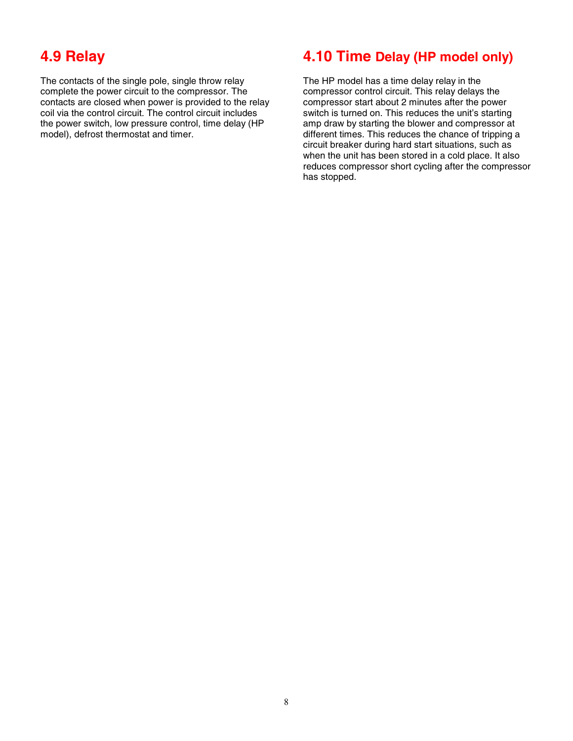## 4.9 Relay

The contacts of the single pole, single throw relay complete the power circuit to the compressor. The contacts are closed when power is provided to the relay coil via the control circuit. The control circuit includes the power switch, low pressure control, time delay (HP model), defrost thermostat and timer.

## 4.10 Time Delay (HP model only)

The HP model has a time delay relay in the compressor control circuit. This relay delays the compressor start about 2 minutes after the power switch is turned on. This reduces the unit's starting amp draw by starting the blower and compressor at different times. This reduces the chance of tripping a circuit breaker during hard start situations, such as when the unit has been stored in a cold place. It also reduces compressor short cycling after the compressor has stopped.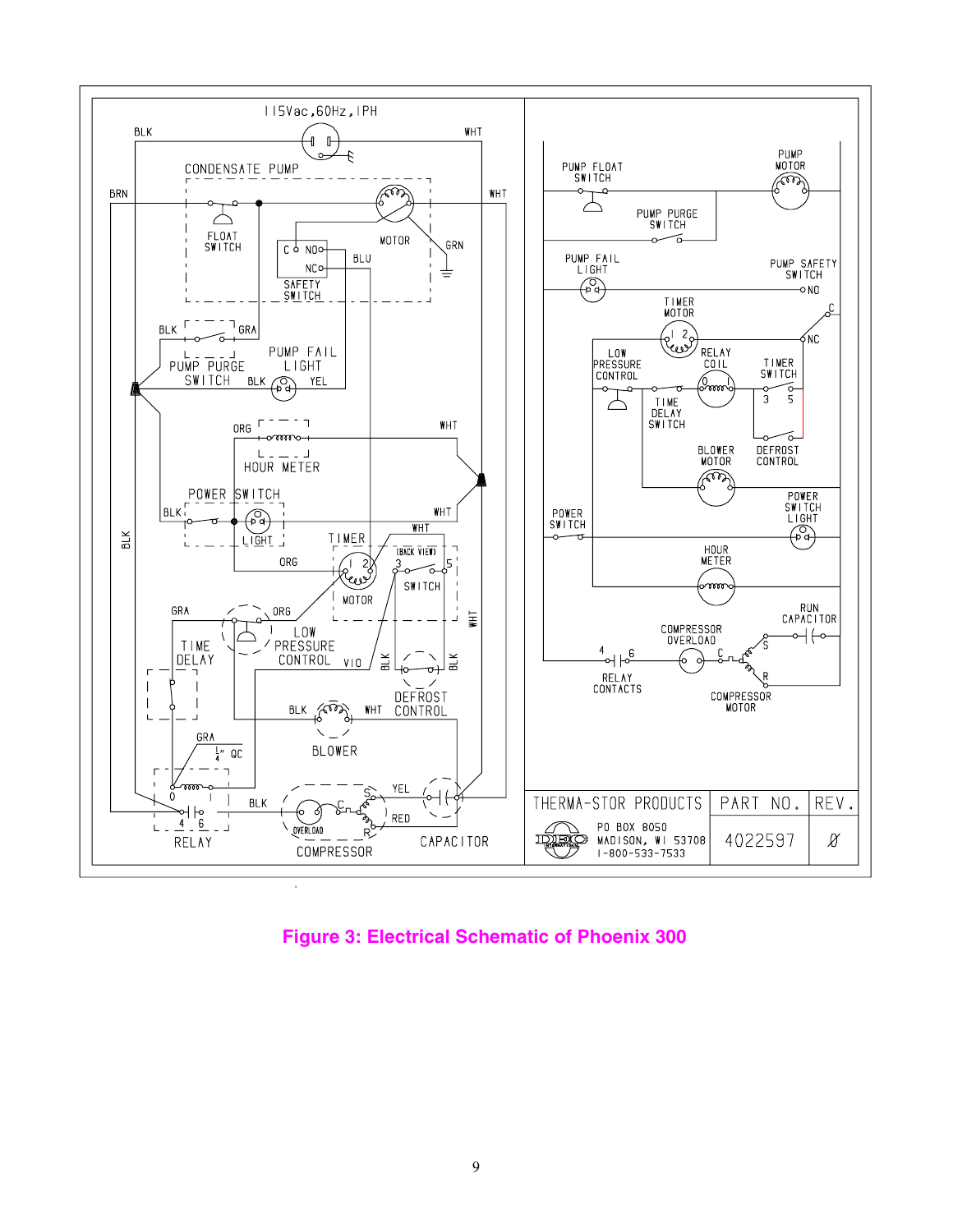115Vac, 60Hz, 1PH

THERMA-STOR PRODUCTS

PO BOX 8050
MADISON, WI 53708
1-800-533-7533

| PART NO. | REV. |
|---|---|
| 4022597 | Ø |

**Figure 3: Electrical Schematic of Phoenix 300**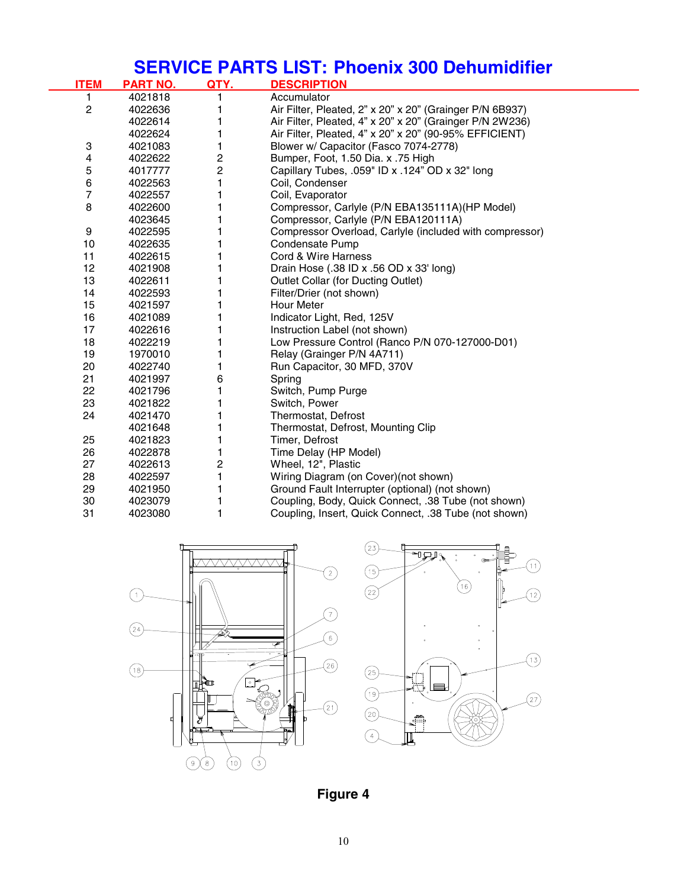# SERVICE PARTS LIST: Phoenix 300 Dehumidifier

| ITEM | PART NO. | QTY. | DESCRIPTION |
|---|---|---|---|
| 1 | 4021818 | 1 | Accumulator |
| 2 | 4022636 | 1 | Air Filter, Pleated, 2" x 20" x 20" (Grainger P/N 6B937) |
| | 4022614 | 1 | Air Filter, Pleated, 4" x 20" x 20" (Grainger P/N 2W236) |
| | 4022624 | 1 | Air Filter, Pleated, 4" x 20" x 20" (90-95% EFFICIENT) |
| 3 | 4021083 | 1 | Blower w/ Capacitor (Fasco 7074-2778) |
| 4 | 4022622 | 2 | Bumper, Foot, 1.50 Dia. x .75 High |
| 5 | 4017777 | 2 | Capillary Tubes, .059" ID x .124" OD x 32" long |
| 6 | 4022563 | 1 | Coil, Condenser |
| 7 | 4022557 | 1 | Coil, Evaporator |
| 8 | 4022600 | 1 | Compressor, Carlyle (P/N EBA135111A)(HP Model) |
| | 4023645 | 1 | Compressor, Carlyle (P/N EBA120111A) |
| 9 | 4022595 | 1 | Compressor Overload, Carlyle (included with compressor) |
| 10 | 4022635 | 1 | Condensate Pump |
| 11 | 4022615 | 1 | Cord & Wire Harness |
| 12 | 4021908 | 1 | Drain Hose (.38 ID x .56 OD x 33' long) |
| 13 | 4022611 | 1 | Outlet Collar (for Ducting Outlet) |
| 14 | 4022593 | 1 | Filter/Drier (not shown) |
| 15 | 4021597 | 1 | Hour Meter |
| 16 | 4021089 | 1 | Indicator Light, Red, 125V |
| 17 | 4022616 | 1 | Instruction Label (not shown) |
| 18 | 4022219 | 1 | Low Pressure Control (Ranco P/N 070-127000-D01) |
| 19 | 1970010 | 1 | Relay (Grainger P/N 4A711) |
| 20 | 4022740 | 1 | Run Capacitor, 30 MFD, 370V |
| 21 | 4021997 | 6 | Spring |
| 22 | 4021796 | 1 | Switch, Pump Purge |
| 23 | 4021822 | 1 | Switch, Power |
| 24 | 4021470 | 1 | Thermostat, Defrost |
| | 4021648 | 1 | Thermostat, Defrost, Mounting Clip |
| 25 | 4021823 | 1 | Timer, Defrost |
| 26 | 4022878 | 1 | Time Delay (HP Model) |
| 27 | 4022613 | 2 | Wheel, 12", Plastic |
| 28 | 4022597 | 1 | Wiring Diagram (on Cover)(not shown) |
| 29 | 4021950 | 1 | Ground Fault Interrupter (optional) (not shown) |
| 30 | 4023079 | 1 | Coupling, Body, Quick Connect, .38 Tube (not shown) |
| 31 | 4023080 | 1 | Coupling, Insert, Quick Connect, .38 Tube (not shown) |

**Figure 4**